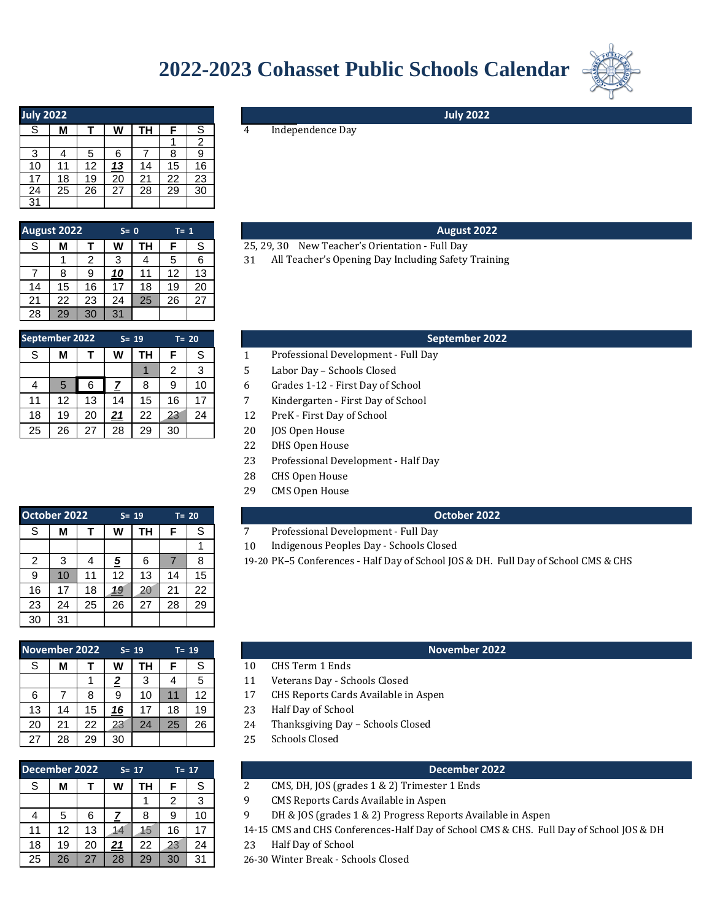# 2022-2023 Cohasset Public Schools Calendar

## July 2022

| S | M | T | W | TH | F | S |
|---|---|---|---|---|---|---|
| | | | | | 1 | 2 |
| 3 | 4 | 5 | 6 | 7 | 8 | 9 |
| 10 | 11 | 12 | ***13*** | 14 | 15 | 16 |
| 17 | 18 | 19 | 20 | 21 | 22 | 23 |
| 24 | 25 | 26 | 27 | 28 | 29 | 30 |
| 31 | | | | | | |

**July 2022**

4 Independence Day

## August 2022 S= 0 T= 1

| S | M | T | W | TH | F | S |
|---|---|---|---|---|---|---|
| | 1 | 2 | 3 | 4 | 5 | 6 |
| 7 | 8 | 9 | ***10*** | 11 | 12 | 13 |
| 14 | 15 | 16 | 17 | 18 | 19 | 20 |
| 21 | 22 | 23 | 24 | 25 | 26 | 27 |
| 28 | 29 | 30 | 31 | | | |

**August 2022**

25, 29, 30 New Teacher's Orientation - Full Day

31 All Teacher's Opening Day Including Safety Training

## September 2022 S= 19 T= 20

| S | M | T | W | TH | F | S |
|---|---|---|---|---|---|---|
| | | | | 1 | 2 | 3 |
| 4 | 5 | 6 | ***7*** | 8 | 9 | 10 |
| 11 | 12 | 13 | 14 | 15 | 16 | 17 |
| 18 | 19 | 20 | ***21*** | 22 | 23 | 24 |
| 25 | 26 | 27 | 28 | 29 | 30 | |

**September 2022**

1 Professional Development - Full Day

5 Labor Day – Schools Closed

6 Grades 1-12 - First Day of School

7 Kindergarten - First Day of School

12 PreK - First Day of School

20 JOS Open House

22 DHS Open House

23 Professional Development - Half Day

28 CHS Open House

29 CMS Open House

## October 2022 S= 19 T= 20

| S | M | T | W | TH | F | S |
|---|---|---|---|---|---|---|
| | | | | | | 1 |
| 2 | 3 | 4 | ***5*** | 6 | 7 | 8 |
| 9 | 10 | 11 | 12 | 13 | 14 | 15 |
| 16 | 17 | 18 | ***19*** | 20 | 21 | 22 |
| 23 | 24 | 25 | 26 | 27 | 28 | 29 |
| 30 | 31 | | | | | |

**October 2022**

7 Professional Development - Full Day

10 Indigenous Peoples Day - Schools Closed

19-20 PK–5 Conferences - Half Day of School JOS & DH. Full Day of School CMS & CHS

## November 2022 S= 19 T= 19

| S | M | T | W | TH | F | S |
|---|---|---|---|---|---|---|
| | | 1 | ***2*** | 3 | 4 | 5 |
| 6 | 7 | 8 | 9 | 10 | 11 | 12 |
| 13 | 14 | 15 | ***16*** | 17 | 18 | 19 |
| 20 | 21 | 22 | 23 | 24 | 25 | 26 |
| 27 | 28 | 29 | 30 | | | |

**November 2022**

10 CHS Term 1 Ends

11 Veterans Day - Schools Closed

17 CHS Reports Cards Available in Aspen

23 Half Day of School

24 Thanksgiving Day – Schools Closed

25 Schools Closed

## December 2022 S= 17 T= 17

| S | M | T | W | TH | F | S |
|---|---|---|---|---|---|---|
| | | | | 1 | 2 | 3 |
| 4 | 5 | 6 | ***7*** | 8 | 9 | 10 |
| 11 | 12 | 13 | 14 | 15 | 16 | 17 |
| 18 | 19 | 20 | ***21*** | 22 | 23 | 24 |
| 25 | 26 | 27 | 28 | 29 | 30 | 31 |

**December 2022**

2 CMS, DH, JOS (grades 1 & 2) Trimester 1 Ends

9 CMS Reports Cards Available in Aspen

9 DH & JOS (grades 1 & 2) Progress Reports Available in Aspen

14-15 CMS and CHS Conferences-Half Day of School CMS & CHS. Full Day of School JOS & DH

23 Half Day of School

26-30 Winter Break - Schools Closed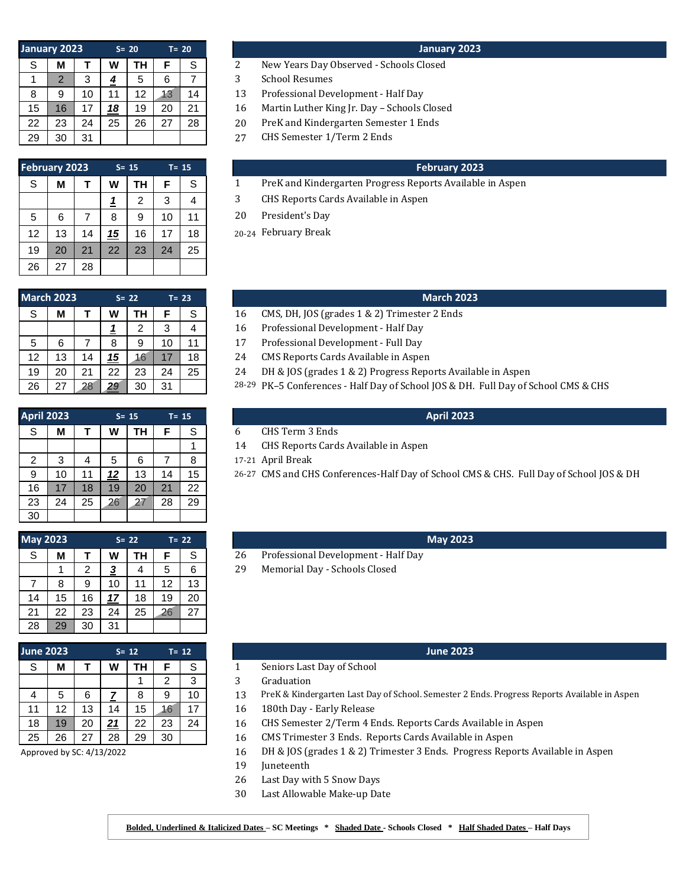| January 2023 | | | S= 20 | | T= 20 | |
|---|---|---|---|---|---|---|
| S | M | T | W | TH | F | S |
| 1 | 2 | 3 | ***4*** | 5 | 6 | 7 |
| 8 | 9 | 10 | 11 | 12 | 13 | 14 |
| 15 | 16 | 17 | ***18*** | 19 | 20 | 21 |
| 22 | 23 | 24 | 25 | 26 | 27 | 28 |
| 29 | 30 | 31 | | | | |

## January 2023

- 2 New Years Day Observed - Schools Closed
- 3 School Resumes
- 13 Professional Development - Half Day
- 16 Martin Luther King Jr. Day – Schools Closed
- 20 PreK and Kindergarten Semester 1 Ends
- 27 CHS Semester 1/Term 2 Ends

| February 2023 | | | S= 15 | | T= 15 | |
|---|---|---|---|---|---|---|
| S | M | T | W | TH | F | S |
| | | | ***1*** | 2 | 3 | 4 |
| 5 | 6 | 7 | 8 | 9 | 10 | 11 |
| 12 | 13 | 14 | ***15*** | 16 | 17 | 18 |
| 19 | 20 | 21 | 22 | 23 | 24 | 25 |
| 26 | 27 | 28 | | | | |

## February 2023

- 1 PreK and Kindergarten Progress Reports Available in Aspen
- 3 CHS Reports Cards Available in Aspen
- 20 President's Day
- 20-24 February Break

| March 2023 | | | S= 22 | | T= 23 | |
|---|---|---|---|---|---|---|
| S | M | T | W | TH | F | S |
| | | | ***1*** | 2 | 3 | 4 |
| 5 | 6 | 7 | 8 | 9 | 10 | 11 |
| 12 | 13 | 14 | ***15*** | 16 | 17 | 18 |
| 19 | 20 | 21 | 22 | 23 | 24 | 25 |
| 26 | 27 | 28 | ***29*** | 30 | 31 | |

## March 2023

- 16 CMS, DH, JOS (grades 1 & 2) Trimester 2 Ends
- 16 Professional Development - Half Day
- 17 Professional Development - Full Day
- 24 CMS Reports Cards Available in Aspen
- 24 DH & JOS (grades 1 & 2) Progress Reports Available in Aspen
- 28-29 PK–5 Conferences - Half Day of School JOS & DH. Full Day of School CMS & CHS

| April 2023 | | | S= 15 | | T= 15 | |
|---|---|---|---|---|---|---|
| S | M | T | W | TH | F | S |
| | | | | | | 1 |
| 2 | 3 | 4 | 5 | 6 | 7 | 8 |
| 9 | 10 | 11 | ***12*** | 13 | 14 | 15 |
| 16 | 17 | 18 | 19 | 20 | 21 | 22 |
| 23 | 24 | 25 | 26 | 27 | 28 | 29 |
| 30 | | | | | | |

## April 2023

- 6 CHS Term 3 Ends
- 14 CHS Reports Cards Available in Aspen
- 17-21 April Break
- 26-27 CMS and CHS Conferences-Half Day of School CMS & CHS. Full Day of School JOS & DH

| May 2023 | | | S= 22 | | T= 22 | |
|---|---|---|---|---|---|---|
| S | M | T | W | TH | F | S |
| | 1 | 2 | ***3*** | 4 | 5 | 6 |
| 7 | 8 | 9 | 10 | 11 | 12 | 13 |
| 14 | 15 | 16 | ***17*** | 18 | 19 | 20 |
| 21 | 22 | 23 | 24 | 25 | 26 | 27 |
| 28 | 29 | 30 | 31 | | | |

## May 2023

- 26 Professional Development - Half Day
- 29 Memorial Day - Schools Closed

| June 2023 | | | S= 12 | | T= 12 | |
|---|---|---|---|---|---|---|
| S | M | T | W | TH | F | S |
| | | | | 1 | 2 | 3 |
| 4 | 5 | 6 | ***7*** | 8 | 9 | 10 |
| 11 | 12 | 13 | 14 | 15 | 16 | 17 |
| 18 | 19 | 20 | ***21*** | 22 | 23 | 24 |
| 25 | 26 | 27 | 28 | 29 | 30 | |

Approved by SC: 4/13/2022

## June 2023

- 1 Seniors Last Day of School
- 3 Graduation
- 13 PreK & Kindergarten Last Day of School. Semester 2 Ends. Progress Reports Available in Aspen
- 16 180th Day - Early Release
- 16 CHS Semester 2/Term 4 Ends. Reports Cards Available in Aspen
- 16 CMS Trimester 3 Ends. Reports Cards Available in Aspen
- 16 DH & JOS (grades 1 & 2) Trimester 3 Ends. Progress Reports Available in Aspen
- 19 Juneteenth
- 26 Last Day with 5 Snow Days
- 30 Last Allowable Make-up Date

**Bolded, Underlined & Italicized Dates – SC Meetings * Shaded Date - Schools Closed * Half Shaded Dates – Half Days**